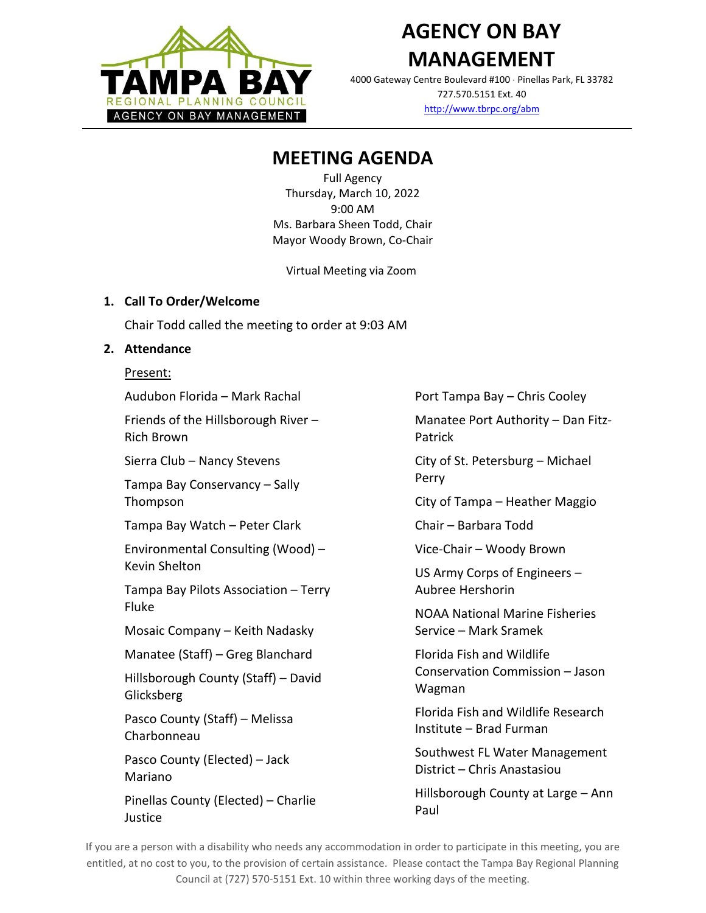# AGENCY ON BAY MANAGEMENT

4000 Gateway Centre Boulevard #100 · Pinellas Park, FL 33782
727.570.5151 Ext. 40
http://www.tbrpc.org/abm

## MEETING AGENDA

Full Agency
Thursday, March 10, 2022
9:00 AM
Ms. Barbara Sheen Todd, Chair
Mayor Woody Brown, Co-Chair

Virtual Meeting via Zoom

1. **Call To Order/Welcome**

   Chair Todd called the meeting to order at 9:03 AM

2. **Attendance**

   Present:

   Audubon Florida – Mark Rachal

   Friends of the Hillsborough River – Rich Brown

   Sierra Club – Nancy Stevens

   Tampa Bay Conservancy – Sally Thompson

   Tampa Bay Watch – Peter Clark

   Environmental Consulting (Wood) – Kevin Shelton

   Tampa Bay Pilots Association – Terry Fluke

   Mosaic Company – Keith Nadasky

   Manatee (Staff) – Greg Blanchard

   Hillsborough County (Staff) – David Glicksberg

   Pasco County (Staff) – Melissa Charbonneau

   Pasco County (Elected) – Jack Mariano

   Pinellas County (Elected) – Charlie Justice

   Port Tampa Bay – Chris Cooley

   Manatee Port Authority – Dan Fitz-Patrick

   City of St. Petersburg – Michael Perry

   City of Tampa – Heather Maggio

   Chair – Barbara Todd

   Vice-Chair – Woody Brown

   US Army Corps of Engineers – Aubree Hershorin

   NOAA National Marine Fisheries Service – Mark Sramek

   Florida Fish and Wildlife Conservation Commission – Jason Wagman

   Florida Fish and Wildlife Research Institute – Brad Furman

   Southwest FL Water Management District – Chris Anastasiou

   Hillsborough County at Large – Ann Paul

If you are a person with a disability who needs any accommodation in order to participate in this meeting, you are entitled, at no cost to you, to the provision of certain assistance. Please contact the Tampa Bay Regional Planning Council at (727) 570-5151 Ext. 10 within three working days of the meeting.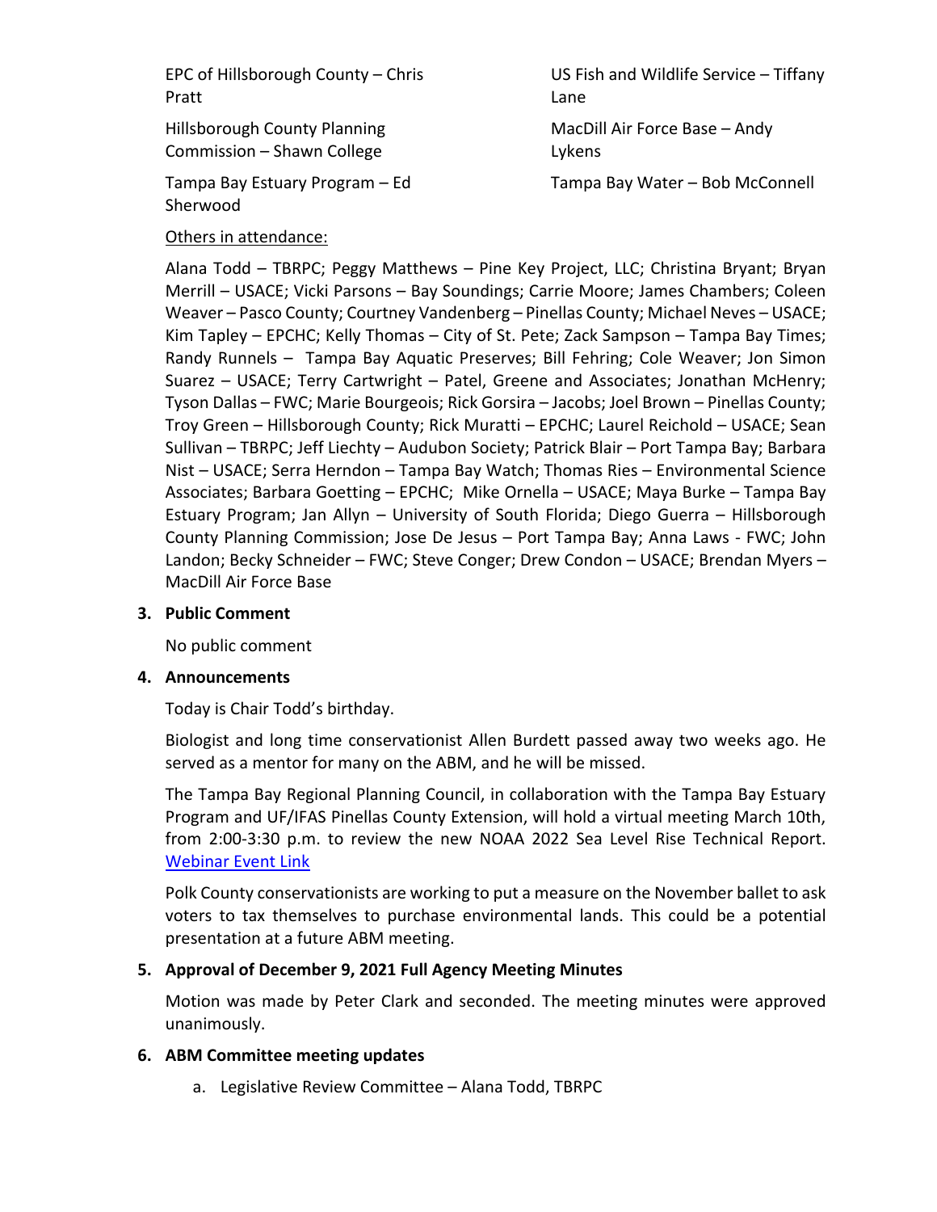EPC of Hillsborough County – Chris Pratt

Hillsborough County Planning Commission – Shawn College

Tampa Bay Estuary Program – Ed Sherwood

US Fish and Wildlife Service – Tiffany Lane

MacDill Air Force Base – Andy Lykens

Tampa Bay Water – Bob McConnell

Others in attendance:

Alana Todd – TBRPC; Peggy Matthews – Pine Key Project, LLC; Christina Bryant; Bryan Merrill – USACE; Vicki Parsons – Bay Soundings; Carrie Moore; James Chambers; Coleen Weaver – Pasco County; Courtney Vandenberg – Pinellas County; Michael Neves – USACE; Kim Tapley – EPCHC; Kelly Thomas – City of St. Pete; Zack Sampson – Tampa Bay Times; Randy Runnels – Tampa Bay Aquatic Preserves; Bill Fehring; Cole Weaver; Jon Simon Suarez – USACE; Terry Cartwright – Patel, Greene and Associates; Jonathan McHenry; Tyson Dallas – FWC; Marie Bourgeois; Rick Gorsira – Jacobs; Joel Brown – Pinellas County; Troy Green – Hillsborough County; Rick Muratti – EPCHC; Laurel Reichold – USACE; Sean Sullivan – TBRPC; Jeff Liechty – Audubon Society; Patrick Blair – Port Tampa Bay; Barbara Nist – USACE; Serra Herndon – Tampa Bay Watch; Thomas Ries – Environmental Science Associates; Barbara Goetting – EPCHC; Mike Ornella – USACE; Maya Burke – Tampa Bay Estuary Program; Jan Allyn – University of South Florida; Diego Guerra – Hillsborough County Planning Commission; Jose De Jesus – Port Tampa Bay; Anna Laws - FWC; John Landon; Becky Schneider – FWC; Steve Conger; Drew Condon – USACE; Brendan Myers – MacDill Air Force Base

**3. Public Comment**

No public comment

**4. Announcements**

Today is Chair Todd's birthday.

Biologist and long time conservationist Allen Burdett passed away two weeks ago. He served as a mentor for many on the ABM, and he will be missed.

The Tampa Bay Regional Planning Council, in collaboration with the Tampa Bay Estuary Program and UF/IFAS Pinellas County Extension, will hold a virtual meeting March 10th, from 2:00-3:30 p.m. to review the new NOAA 2022 Sea Level Rise Technical Report. Webinar Event Link

Polk County conservationists are working to put a measure on the November ballet to ask voters to tax themselves to purchase environmental lands. This could be a potential presentation at a future ABM meeting.

**5. Approval of December 9, 2021 Full Agency Meeting Minutes**

Motion was made by Peter Clark and seconded. The meeting minutes were approved unanimously.

**6. ABM Committee meeting updates**

a. Legislative Review Committee – Alana Todd, TBRPC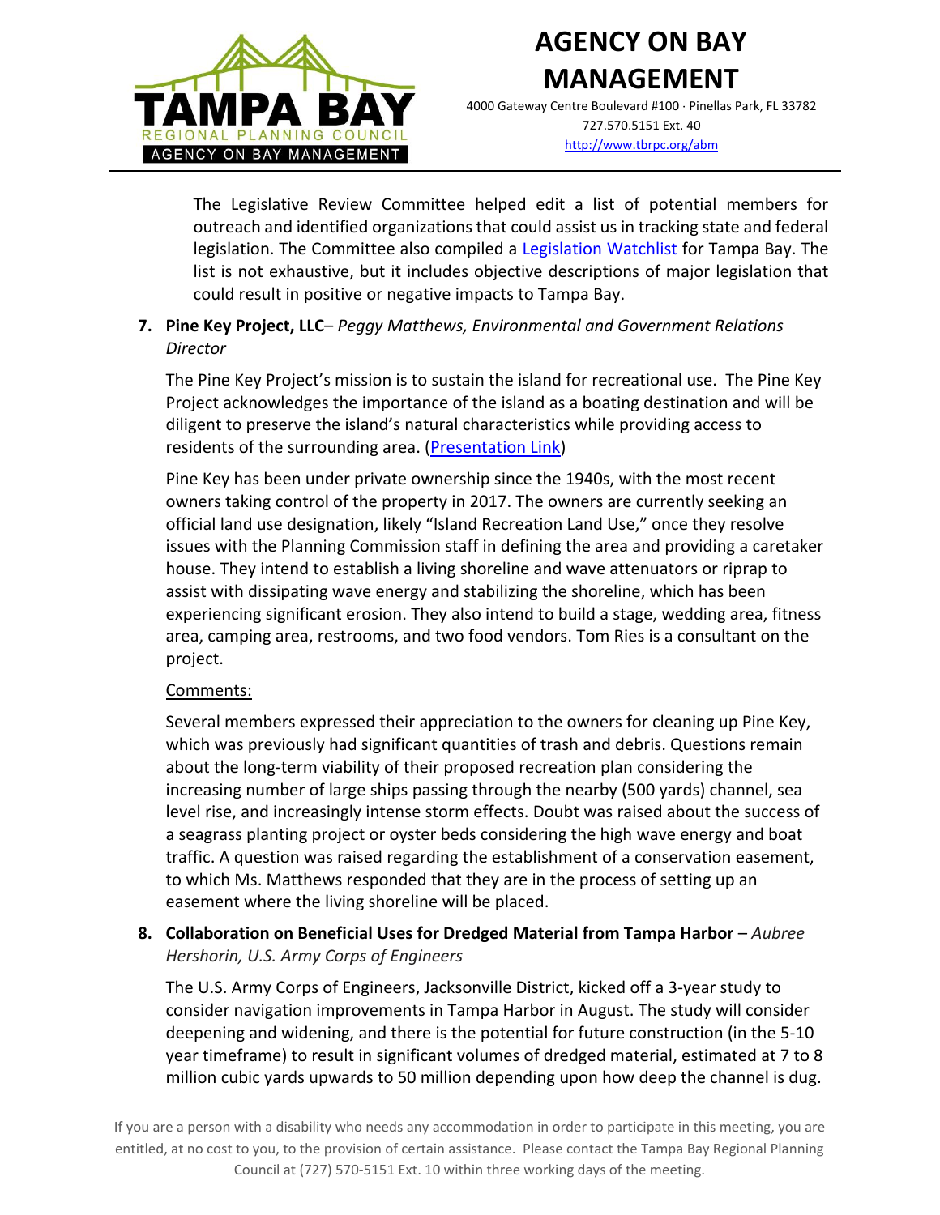The Legislative Review Committee helped edit a list of potential members for outreach and identified organizations that could assist us in tracking state and federal legislation. The Committee also compiled a [Legislation Watchlist](#) for Tampa Bay. The list is not exhaustive, but it includes objective descriptions of major legislation that could result in positive or negative impacts to Tampa Bay.

7. **Pine Key Project, LLC**– *Peggy Matthews, Environmental and Government Relations Director*

   The Pine Key Project's mission is to sustain the island for recreational use. The Pine Key Project acknowledges the importance of the island as a boating destination and will be diligent to preserve the island's natural characteristics while providing access to residents of the surrounding area. ([Presentation Link](#))

   Pine Key has been under private ownership since the 1940s, with the most recent owners taking control of the property in 2017. The owners are currently seeking an official land use designation, likely "Island Recreation Land Use," once they resolve issues with the Planning Commission staff in defining the area and providing a caretaker house. They intend to establish a living shoreline and wave attenuators or riprap to assist with dissipating wave energy and stabilizing the shoreline, which has been experiencing significant erosion. They also intend to build a stage, wedding area, fitness area, camping area, restrooms, and two food vendors. Tom Ries is a consultant on the project.

   Comments:

   Several members expressed their appreciation to the owners for cleaning up Pine Key, which was previously had significant quantities of trash and debris. Questions remain about the long-term viability of their proposed recreation plan considering the increasing number of large ships passing through the nearby (500 yards) channel, sea level rise, and increasingly intense storm effects. Doubt was raised about the success of a seagrass planting project or oyster beds considering the high wave energy and boat traffic. A question was raised regarding the establishment of a conservation easement, to which Ms. Matthews responded that they are in the process of setting up an easement where the living shoreline will be placed.

8. **Collaboration on Beneficial Uses for Dredged Material from Tampa Harbor** – *Aubree Hershorin, U.S. Army Corps of Engineers*

   The U.S. Army Corps of Engineers, Jacksonville District, kicked off a 3-year study to consider navigation improvements in Tampa Harbor in August. The study will consider deepening and widening, and there is the potential for future construction (in the 5-10 year timeframe) to result in significant volumes of dredged material, estimated at 7 to 8 million cubic yards upwards to 50 million depending upon how deep the channel is dug.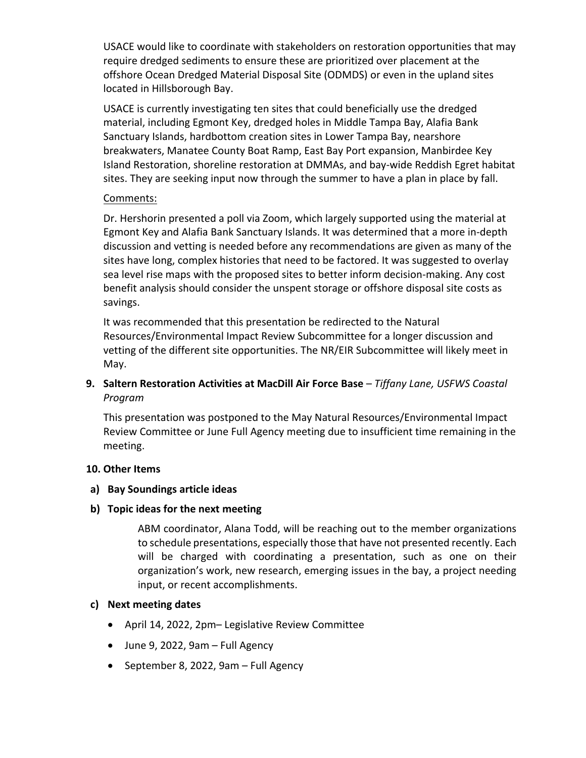USACE would like to coordinate with stakeholders on restoration opportunities that may require dredged sediments to ensure these are prioritized over placement at the offshore Ocean Dredged Material Disposal Site (ODMDS) or even in the upland sites located in Hillsborough Bay.

USACE is currently investigating ten sites that could beneficially use the dredged material, including Egmont Key, dredged holes in Middle Tampa Bay, Alafia Bank Sanctuary Islands, hardbottom creation sites in Lower Tampa Bay, nearshore breakwaters, Manatee County Boat Ramp, East Bay Port expansion, Manbirdee Key Island Restoration, shoreline restoration at DMMAs, and bay-wide Reddish Egret habitat sites. They are seeking input now through the summer to have a plan in place by fall.

Comments:

Dr. Hershorin presented a poll via Zoom, which largely supported using the material at Egmont Key and Alafia Bank Sanctuary Islands. It was determined that a more in-depth discussion and vetting is needed before any recommendations are given as many of the sites have long, complex histories that need to be factored. It was suggested to overlay sea level rise maps with the proposed sites to better inform decision-making. Any cost benefit analysis should consider the unspent storage or offshore disposal site costs as savings.

It was recommended that this presentation be redirected to the Natural Resources/Environmental Impact Review Subcommittee for a longer discussion and vetting of the different site opportunities. The NR/EIR Subcommittee will likely meet in May.

**9. Saltern Restoration Activities at MacDill Air Force Base** – *Tiffany Lane, USFWS Coastal Program*

This presentation was postponed to the May Natural Resources/Environmental Impact Review Committee or June Full Agency meeting due to insufficient time remaining in the meeting.

**10. Other Items**

**a) Bay Soundings article ideas**

**b) Topic ideas for the next meeting**

ABM coordinator, Alana Todd, will be reaching out to the member organizations to schedule presentations, especially those that have not presented recently. Each will be charged with coordinating a presentation, such as one on their organization's work, new research, emerging issues in the bay, a project needing input, or recent accomplishments.

**c) Next meeting dates**

- April 14, 2022, 2pm– Legislative Review Committee
- June 9, 2022, 9am – Full Agency
- September 8, 2022, 9am – Full Agency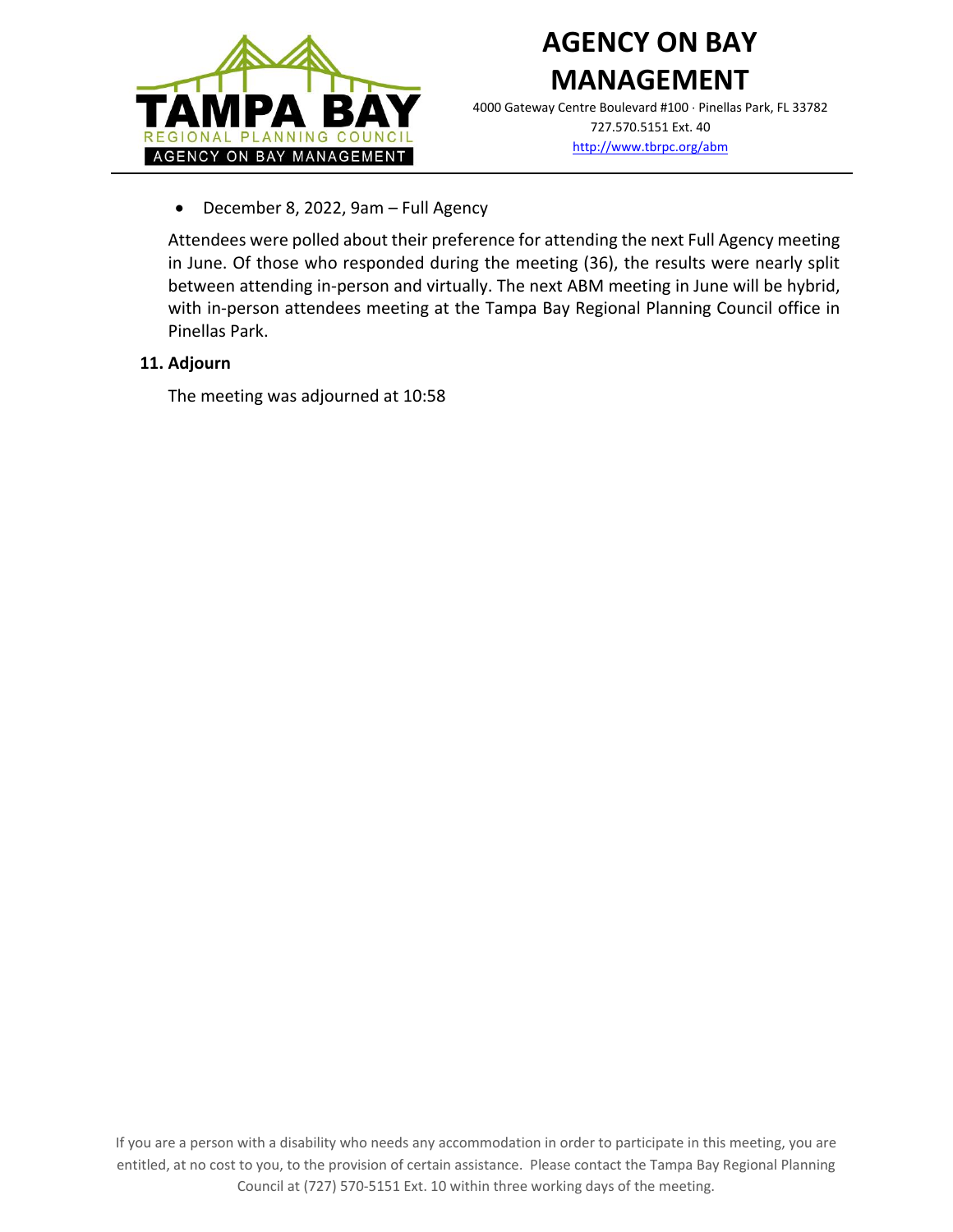- December 8, 2022, 9am – Full Agency

Attendees were polled about their preference for attending the next Full Agency meeting in June. Of those who responded during the meeting (36), the results were nearly split between attending in-person and virtually. The next ABM meeting in June will be hybrid, with in-person attendees meeting at the Tampa Bay Regional Planning Council office in Pinellas Park.

**11. Adjourn**

The meeting was adjourned at 10:58